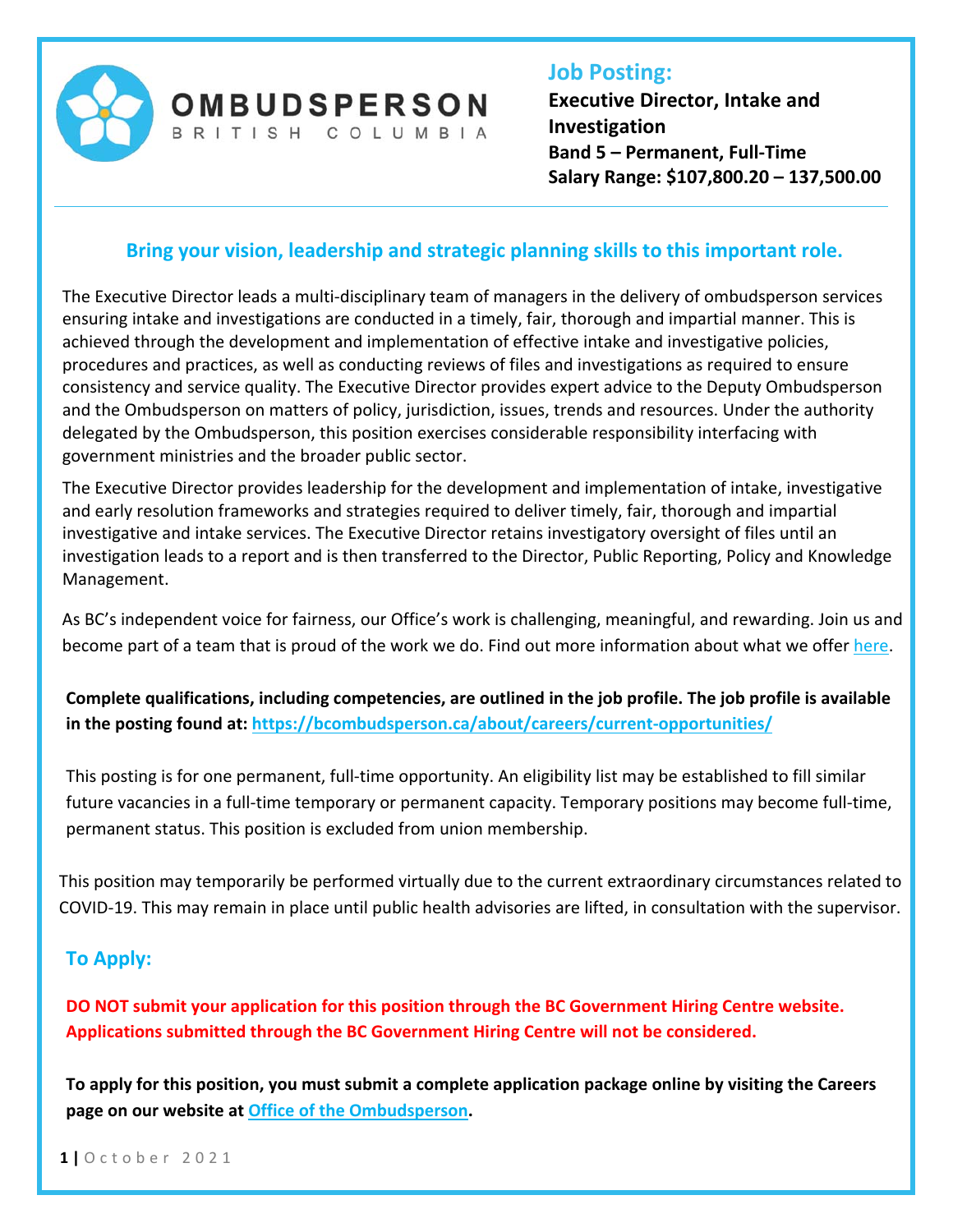OMBUDSPERSON BRITISH COLUMBIA

# Job Posting:

**Executive Director, Intake and Investigation**
**Band 5 – Permanent, Full-Time**
**Salary Range: $107,800.20 – 137,500.00**

## Bring your vision, leadership and strategic planning skills to this important role.

The Executive Director leads a multi-disciplinary team of managers in the delivery of ombudsperson services ensuring intake and investigations are conducted in a timely, fair, thorough and impartial manner. This is achieved through the development and implementation of effective intake and investigative policies, procedures and practices, as well as conducting reviews of files and investigations as required to ensure consistency and service quality. The Executive Director provides expert advice to the Deputy Ombudsperson and the Ombudsperson on matters of policy, jurisdiction, issues, trends and resources. Under the authority delegated by the Ombudsperson, this position exercises considerable responsibility interfacing with government ministries and the broader public sector.

The Executive Director provides leadership for the development and implementation of intake, investigative and early resolution frameworks and strategies required to deliver timely, fair, thorough and impartial investigative and intake services. The Executive Director retains investigatory oversight of files until an investigation leads to a report and is then transferred to the Director, Public Reporting, Policy and Knowledge Management.

As BC's independent voice for fairness, our Office's work is challenging, meaningful, and rewarding. Join us and become part of a team that is proud of the work we do. Find out more information about what we offer here.

**Complete qualifications, including competencies, are outlined in the job profile. The job profile is available in the posting found at: https://bcombudsperson.ca/about/careers/current-opportunities/**

This posting is for one permanent, full-time opportunity. An eligibility list may be established to fill similar future vacancies in a full-time temporary or permanent capacity. Temporary positions may become full-time, permanent status. This position is excluded from union membership.

This position may temporarily be performed virtually due to the current extraordinary circumstances related to COVID-19. This may remain in place until public health advisories are lifted, in consultation with the supervisor.

## To Apply:

**DO NOT submit your application for this position through the BC Government Hiring Centre website. Applications submitted through the BC Government Hiring Centre will not be considered.**

**To apply for this position, you must submit a complete application package online by visiting the Careers page on our website at Office of the Ombudsperson.**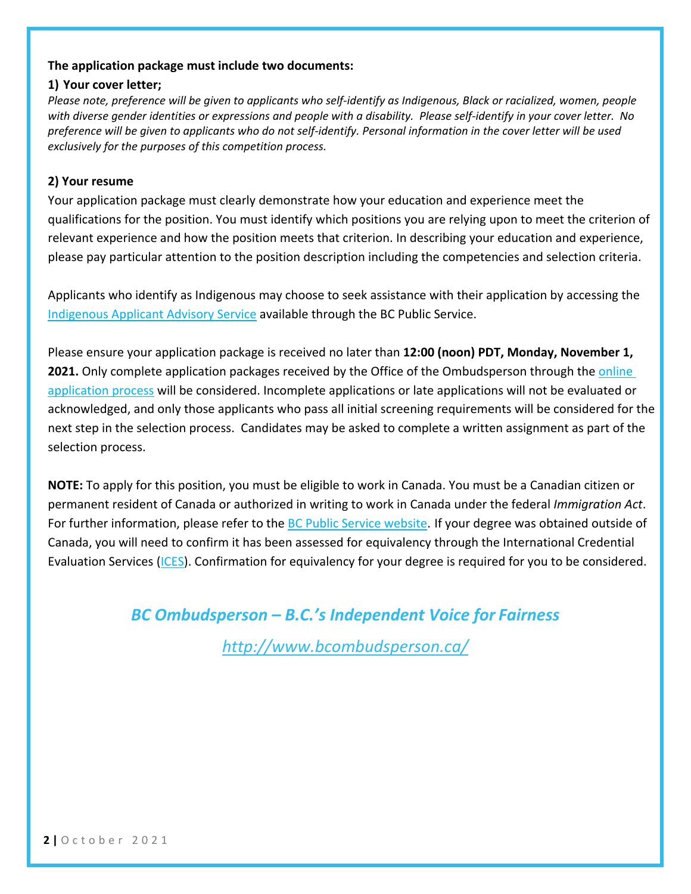**The application package must include two documents:**

**1) Your cover letter;**

*Please note, preference will be given to applicants who self-identify as Indigenous, Black or racialized, women, people with diverse gender identities or expressions and people with a disability. Please self-identify in your cover letter. No preference will be given to applicants who do not self-identify. Personal information in the cover letter will be used exclusively for the purposes of this competition process.*

**2) Your resume**

Your application package must clearly demonstrate how your education and experience meet the qualifications for the position. You must identify which positions you are relying upon to meet the criterion of relevant experience and how the position meets that criterion. In describing your education and experience, please pay particular attention to the position description including the competencies and selection criteria.

Applicants who identify as Indigenous may choose to seek assistance with their application by accessing the Indigenous Applicant Advisory Service available through the BC Public Service.

Please ensure your application package is received no later than **12:00 (noon) PDT, Monday, November 1, 2021.** Only complete application packages received by the Office of the Ombudsperson through the online application process will be considered. Incomplete applications or late applications will not be evaluated or acknowledged, and only those applicants who pass all initial screening requirements will be considered for the next step in the selection process. Candidates may be asked to complete a written assignment as part of the selection process.

**NOTE:** To apply for this position, you must be eligible to work in Canada. You must be a Canadian citizen or permanent resident of Canada or authorized in writing to work in Canada under the federal *Immigration Act*. For further information, please refer to the BC Public Service website. If your degree was obtained outside of Canada, you will need to confirm it has been assessed for equivalency through the International Credential Evaluation Services (ICES). Confirmation for equivalency for your degree is required for you to be considered.

***BC Ombudsperson – B.C.'s Independent Voice for Fairness***

*http://www.bcombudsperson.ca/*